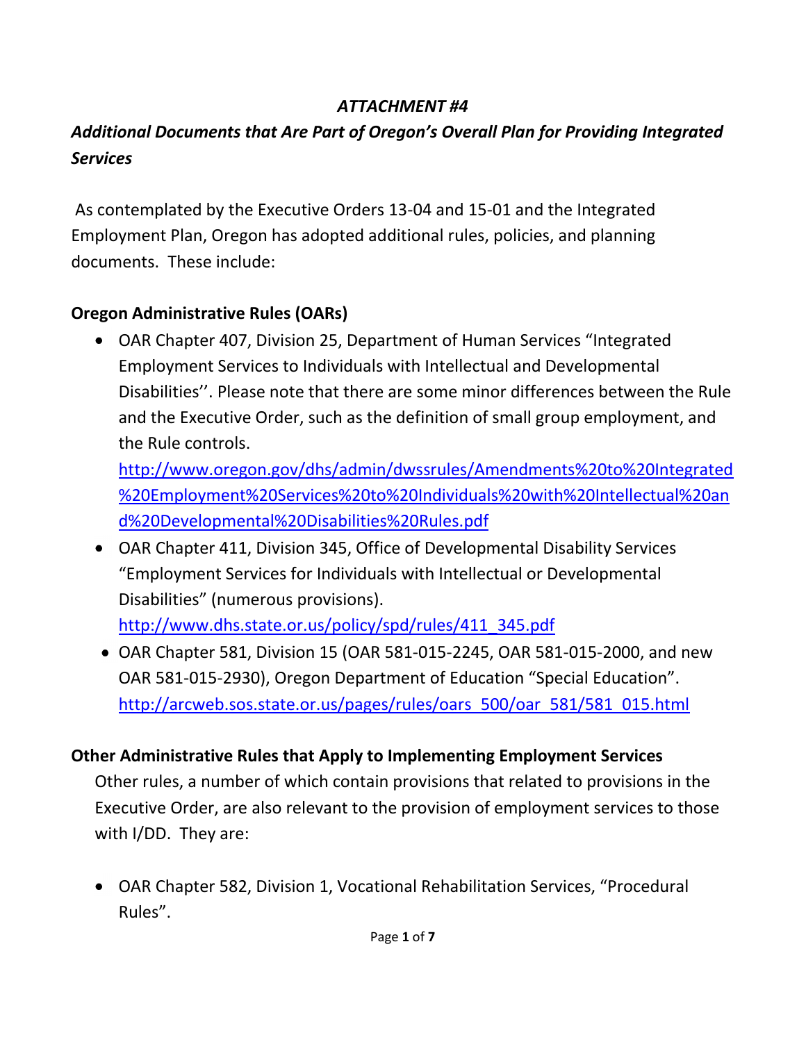## *ATTACHMENT #4*

## *Additional Documents that Are Part of Oregon's Overall Plan for Providing Integrated Services*

As contemplated by the Executive Orders 13-04 and 15-01 and the Integrated Employment Plan, Oregon has adopted additional rules, policies, and planning documents. These include:

### Oregon Administrative Rules (OARs)

- OAR Chapter 407, Division 25, Department of Human Services "Integrated Employment Services to Individuals with Intellectual and Developmental Disabilities''. Please note that there are some minor differences between the Rule and the Executive Order, such as the definition of small group employment, and the Rule controls.
  http://www.oregon.gov/dhs/admin/dwssrules/Amendments%20to%20Integrated%20Employment%20Services%20to%20Individuals%20with%20Intellectual%20and%20Developmental%20Disabilities%20Rules.pdf
- OAR Chapter 411, Division 345, Office of Developmental Disability Services "Employment Services for Individuals with Intellectual or Developmental Disabilities" (numerous provisions).
  http://www.dhs.state.or.us/policy/spd/rules/411_345.pdf
- OAR Chapter 581, Division 15 (OAR 581-015-2245, OAR 581-015-2000, and new OAR 581-015-2930), Oregon Department of Education "Special Education".
  http://arcweb.sos.state.or.us/pages/rules/oars_500/oar_581/581_015.html

### Other Administrative Rules that Apply to Implementing Employment Services

Other rules, a number of which contain provisions that related to provisions in the Executive Order, are also relevant to the provision of employment services to those with I/DD. They are:

- OAR Chapter 582, Division 1, Vocational Rehabilitation Services, "Procedural Rules".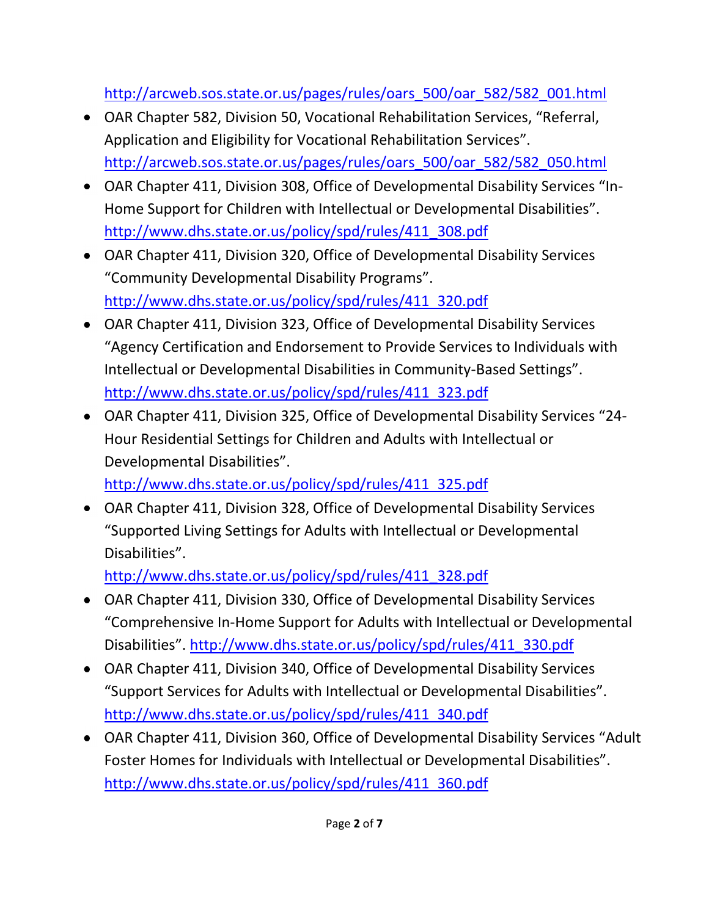http://arcweb.sos.state.or.us/pages/rules/oars_500/oar_582/582_001.html

- OAR Chapter 582, Division 50, Vocational Rehabilitation Services, “Referral, Application and Eligibility for Vocational Rehabilitation Services”. http://arcweb.sos.state.or.us/pages/rules/oars_500/oar_582/582_050.html
- OAR Chapter 411, Division 308, Office of Developmental Disability Services “In-Home Support for Children with Intellectual or Developmental Disabilities”. http://www.dhs.state.or.us/policy/spd/rules/411_308.pdf
- OAR Chapter 411, Division 320, Office of Developmental Disability Services “Community Developmental Disability Programs”. http://www.dhs.state.or.us/policy/spd/rules/411_320.pdf
- OAR Chapter 411, Division 323, Office of Developmental Disability Services “Agency Certification and Endorsement to Provide Services to Individuals with Intellectual or Developmental Disabilities in Community-Based Settings”. http://www.dhs.state.or.us/policy/spd/rules/411_323.pdf
- OAR Chapter 411, Division 325, Office of Developmental Disability Services “24-Hour Residential Settings for Children and Adults with Intellectual or Developmental Disabilities”. http://www.dhs.state.or.us/policy/spd/rules/411_325.pdf
- OAR Chapter 411, Division 328, Office of Developmental Disability Services “Supported Living Settings for Adults with Intellectual or Developmental Disabilities”. http://www.dhs.state.or.us/policy/spd/rules/411_328.pdf
- OAR Chapter 411, Division 330, Office of Developmental Disability Services “Comprehensive In-Home Support for Adults with Intellectual or Developmental Disabilities”. http://www.dhs.state.or.us/policy/spd/rules/411_330.pdf
- OAR Chapter 411, Division 340, Office of Developmental Disability Services “Support Services for Adults with Intellectual or Developmental Disabilities”. http://www.dhs.state.or.us/policy/spd/rules/411_340.pdf
- OAR Chapter 411, Division 360, Office of Developmental Disability Services “Adult Foster Homes for Individuals with Intellectual or Developmental Disabilities”. http://www.dhs.state.or.us/policy/spd/rules/411_360.pdf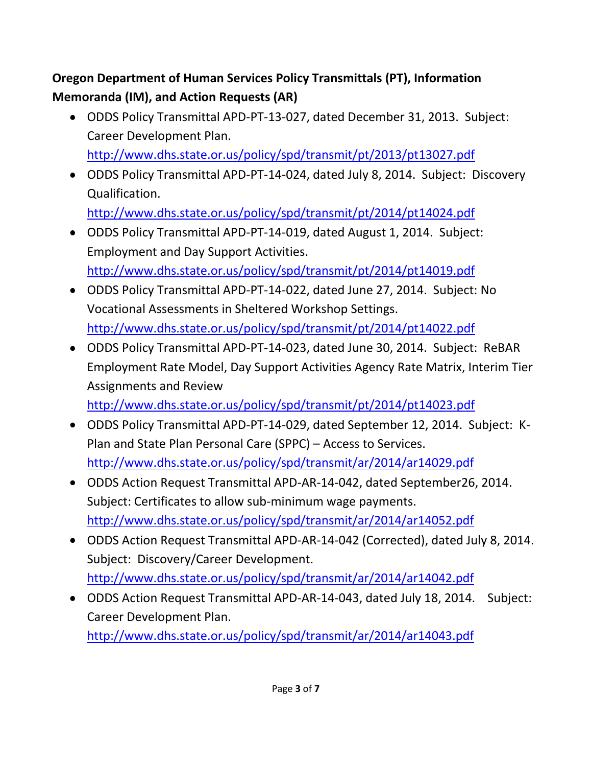**Oregon Department of Human Services Policy Transmittals (PT), Information Memoranda (IM), and Action Requests (AR)**

- ODDS Policy Transmittal APD-PT-13-027, dated December 31, 2013. Subject: Career Development Plan. http://www.dhs.state.or.us/policy/spd/transmit/pt/2013/pt13027.pdf
- ODDS Policy Transmittal APD-PT-14-024, dated July 8, 2014. Subject: Discovery Qualification. http://www.dhs.state.or.us/policy/spd/transmit/pt/2014/pt14024.pdf
- ODDS Policy Transmittal APD-PT-14-019, dated August 1, 2014. Subject: Employment and Day Support Activities. http://www.dhs.state.or.us/policy/spd/transmit/pt/2014/pt14019.pdf
- ODDS Policy Transmittal APD-PT-14-022, dated June 27, 2014. Subject: No Vocational Assessments in Sheltered Workshop Settings. http://www.dhs.state.or.us/policy/spd/transmit/pt/2014/pt14022.pdf
- ODDS Policy Transmittal APD-PT-14-023, dated June 30, 2014. Subject: ReBAR Employment Rate Model, Day Support Activities Agency Rate Matrix, Interim Tier Assignments and Review http://www.dhs.state.or.us/policy/spd/transmit/pt/2014/pt14023.pdf
- ODDS Policy Transmittal APD-PT-14-029, dated September 12, 2014. Subject: K-Plan and State Plan Personal Care (SPPC) – Access to Services. http://www.dhs.state.or.us/policy/spd/transmit/ar/2014/ar14029.pdf
- ODDS Action Request Transmittal APD-AR-14-042, dated September26, 2014. Subject: Certificates to allow sub-minimum wage payments. http://www.dhs.state.or.us/policy/spd/transmit/ar/2014/ar14052.pdf
- ODDS Action Request Transmittal APD-AR-14-042 (Corrected), dated July 8, 2014. Subject: Discovery/Career Development. http://www.dhs.state.or.us/policy/spd/transmit/ar/2014/ar14042.pdf
- ODDS Action Request Transmittal APD-AR-14-043, dated July 18, 2014. Subject: Career Development Plan. http://www.dhs.state.or.us/policy/spd/transmit/ar/2014/ar14043.pdf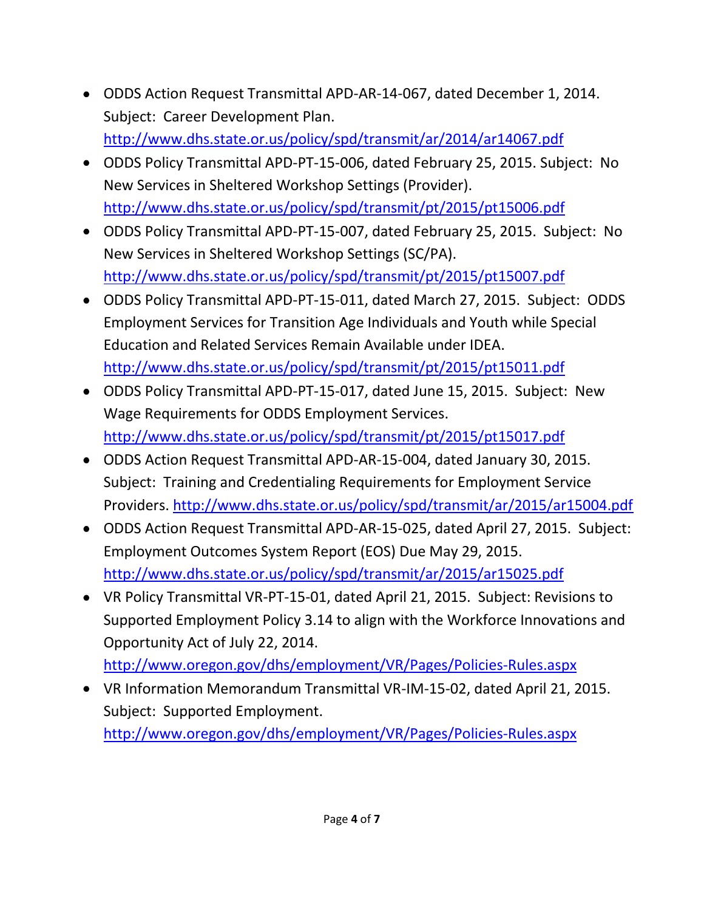- ODDS Action Request Transmittal APD-AR-14-067, dated December 1, 2014. Subject: Career Development Plan. http://www.dhs.state.or.us/policy/spd/transmit/ar/2014/ar14067.pdf
- ODDS Policy Transmittal APD-PT-15-006, dated February 25, 2015. Subject: No New Services in Sheltered Workshop Settings (Provider). http://www.dhs.state.or.us/policy/spd/transmit/pt/2015/pt15006.pdf
- ODDS Policy Transmittal APD-PT-15-007, dated February 25, 2015. Subject: No New Services in Sheltered Workshop Settings (SC/PA). http://www.dhs.state.or.us/policy/spd/transmit/pt/2015/pt15007.pdf
- ODDS Policy Transmittal APD-PT-15-011, dated March 27, 2015. Subject: ODDS Employment Services for Transition Age Individuals and Youth while Special Education and Related Services Remain Available under IDEA. http://www.dhs.state.or.us/policy/spd/transmit/pt/2015/pt15011.pdf
- ODDS Policy Transmittal APD-PT-15-017, dated June 15, 2015. Subject: New Wage Requirements for ODDS Employment Services. http://www.dhs.state.or.us/policy/spd/transmit/pt/2015/pt15017.pdf
- ODDS Action Request Transmittal APD-AR-15-004, dated January 30, 2015. Subject: Training and Credentialing Requirements for Employment Service Providers. http://www.dhs.state.or.us/policy/spd/transmit/ar/2015/ar15004.pdf
- ODDS Action Request Transmittal APD-AR-15-025, dated April 27, 2015. Subject: Employment Outcomes System Report (EOS) Due May 29, 2015. http://www.dhs.state.or.us/policy/spd/transmit/ar/2015/ar15025.pdf
- VR Policy Transmittal VR-PT-15-01, dated April 21, 2015. Subject: Revisions to Supported Employment Policy 3.14 to align with the Workforce Innovations and Opportunity Act of July 22, 2014. http://www.oregon.gov/dhs/employment/VR/Pages/Policies-Rules.aspx
- VR Information Memorandum Transmittal VR-IM-15-02, dated April 21, 2015. Subject: Supported Employment. http://www.oregon.gov/dhs/employment/VR/Pages/Policies-Rules.aspx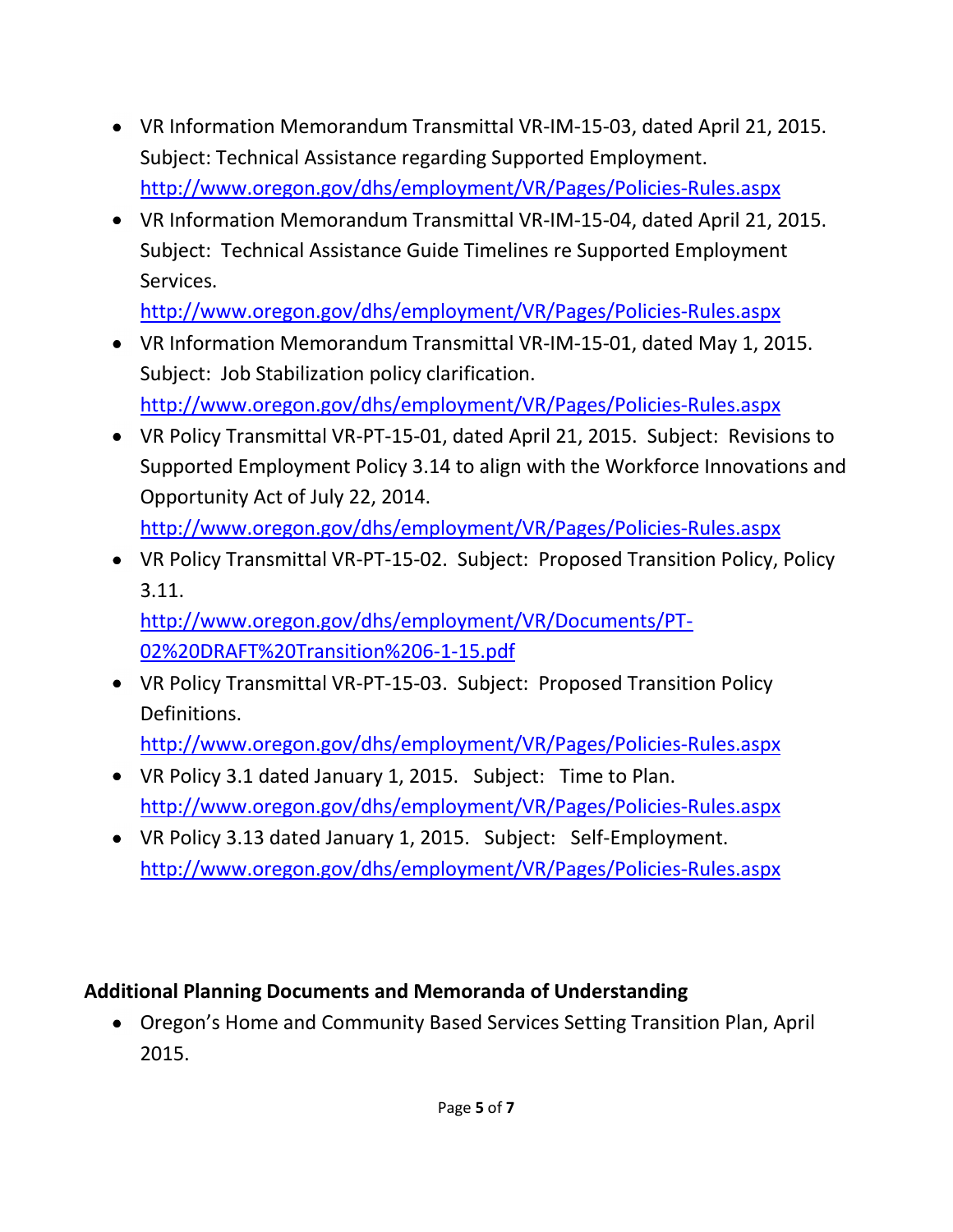- VR Information Memorandum Transmittal VR-IM-15-03, dated April 21, 2015. Subject: Technical Assistance regarding Supported Employment. http://www.oregon.gov/dhs/employment/VR/Pages/Policies-Rules.aspx
- VR Information Memorandum Transmittal VR-IM-15-04, dated April 21, 2015. Subject: Technical Assistance Guide Timelines re Supported Employment Services. http://www.oregon.gov/dhs/employment/VR/Pages/Policies-Rules.aspx
- VR Information Memorandum Transmittal VR-IM-15-01, dated May 1, 2015. Subject: Job Stabilization policy clarification. http://www.oregon.gov/dhs/employment/VR/Pages/Policies-Rules.aspx
- VR Policy Transmittal VR-PT-15-01, dated April 21, 2015. Subject: Revisions to Supported Employment Policy 3.14 to align with the Workforce Innovations and Opportunity Act of July 22, 2014. http://www.oregon.gov/dhs/employment/VR/Pages/Policies-Rules.aspx
- VR Policy Transmittal VR-PT-15-02. Subject: Proposed Transition Policy, Policy 3.11. http://www.oregon.gov/dhs/employment/VR/Documents/PT-02%20DRAFT%20Transition%206-1-15.pdf
- VR Policy Transmittal VR-PT-15-03. Subject: Proposed Transition Policy Definitions. http://www.oregon.gov/dhs/employment/VR/Pages/Policies-Rules.aspx
- VR Policy 3.1 dated January 1, 2015. Subject: Time to Plan. http://www.oregon.gov/dhs/employment/VR/Pages/Policies-Rules.aspx
- VR Policy 3.13 dated January 1, 2015. Subject: Self-Employment. http://www.oregon.gov/dhs/employment/VR/Pages/Policies-Rules.aspx

**Additional Planning Documents and Memoranda of Understanding**

- Oregon's Home and Community Based Services Setting Transition Plan, April 2015.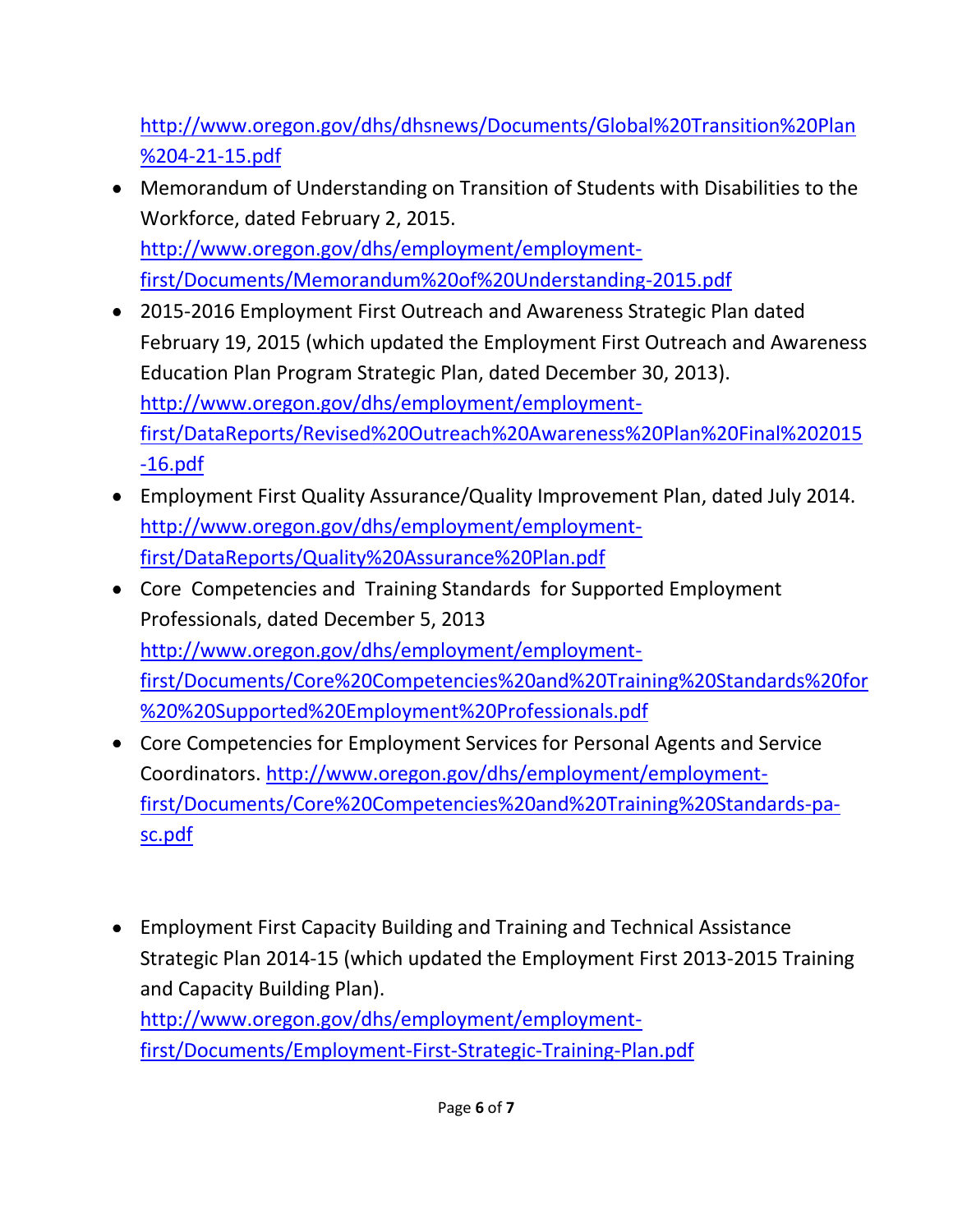http://www.oregon.gov/dhs/dhsnews/Documents/Global%20Transition%20Plan%204-21-15.pdf

- Memorandum of Understanding on Transition of Students with Disabilities to the Workforce, dated February 2, 2015. http://www.oregon.gov/dhs/employment/employment-first/Documents/Memorandum%20of%20Understanding-2015.pdf
- 2015-2016 Employment First Outreach and Awareness Strategic Plan dated February 19, 2015 (which updated the Employment First Outreach and Awareness Education Plan Program Strategic Plan, dated December 30, 2013). http://www.oregon.gov/dhs/employment/employment-first/DataReports/Revised%20Outreach%20Awareness%20Plan%20Final%202015-16.pdf
- Employment First Quality Assurance/Quality Improvement Plan, dated July 2014. http://www.oregon.gov/dhs/employment/employment-first/DataReports/Quality%20Assurance%20Plan.pdf
- Core Competencies and Training Standards for Supported Employment Professionals, dated December 5, 2013 http://www.oregon.gov/dhs/employment/employment-first/Documents/Core%20Competencies%20and%20Training%20Standards%20for%20%20Supported%20Employment%20Professionals.pdf
- Core Competencies for Employment Services for Personal Agents and Service Coordinators. http://www.oregon.gov/dhs/employment/employment-first/Documents/Core%20Competencies%20and%20Training%20Standards-pa-sc.pdf
- Employment First Capacity Building and Training and Technical Assistance Strategic Plan 2014-15 (which updated the Employment First 2013-2015 Training and Capacity Building Plan). http://www.oregon.gov/dhs/employment/employment-first/Documents/Employment-First-Strategic-Training-Plan.pdf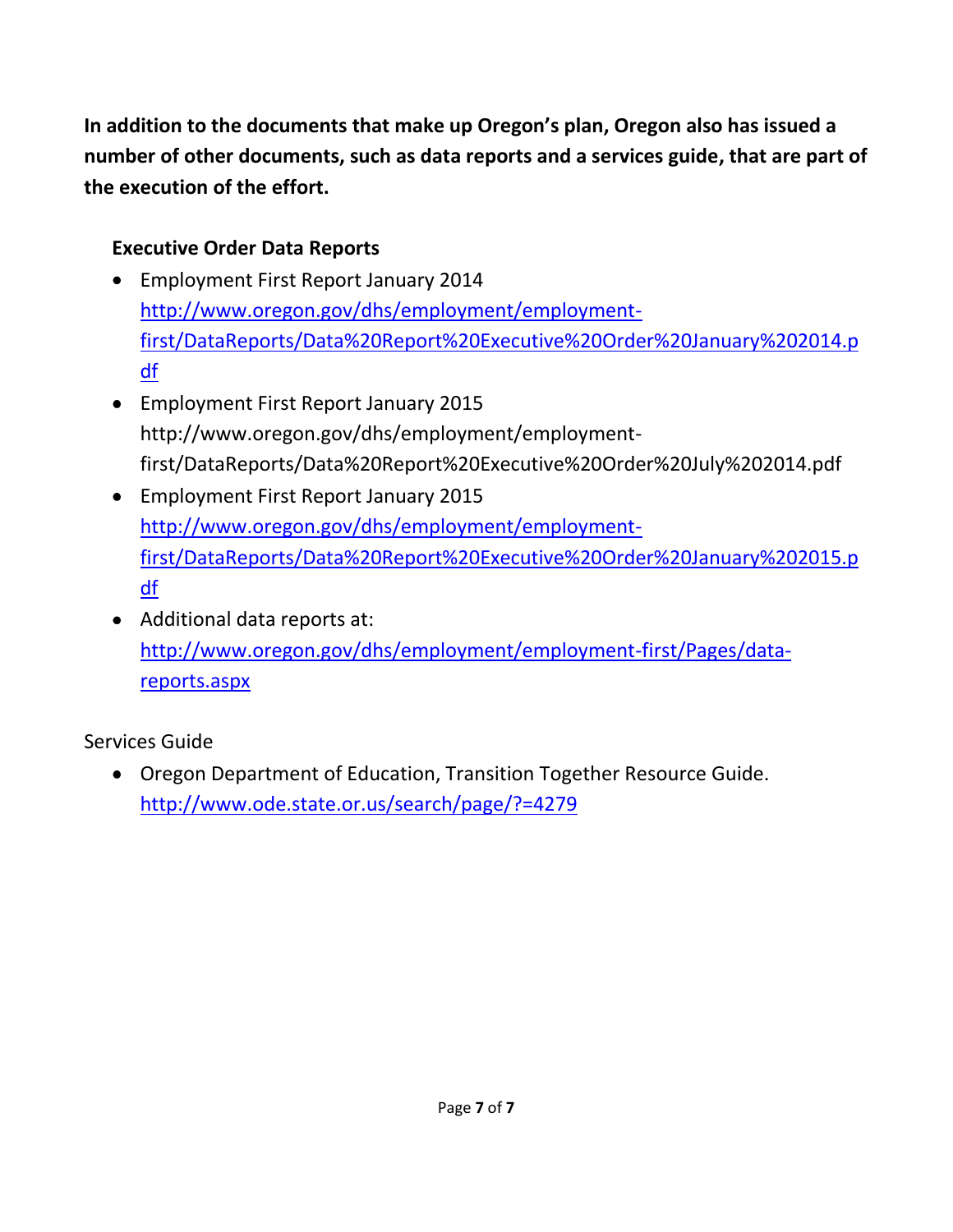**In addition to the documents that make up Oregon's plan, Oregon also has issued a number of other documents, such as data reports and a services guide, that are part of the execution of the effort.**

**Executive Order Data Reports**

- Employment First Report January 2014 http://www.oregon.gov/dhs/employment/employment-first/DataReports/Data%20Report%20Executive%20Order%20January%202014.pdf
- Employment First Report January 2015 http://www.oregon.gov/dhs/employment/employment-first/DataReports/Data%20Report%20Executive%20Order%20July%202014.pdf
- Employment First Report January 2015 http://www.oregon.gov/dhs/employment/employment-first/DataReports/Data%20Report%20Executive%20Order%20January%202015.pdf
- Additional data reports at: http://www.oregon.gov/dhs/employment/employment-first/Pages/data-reports.aspx

Services Guide

- Oregon Department of Education, Transition Together Resource Guide. http://www.ode.state.or.us/search/page/?=4279